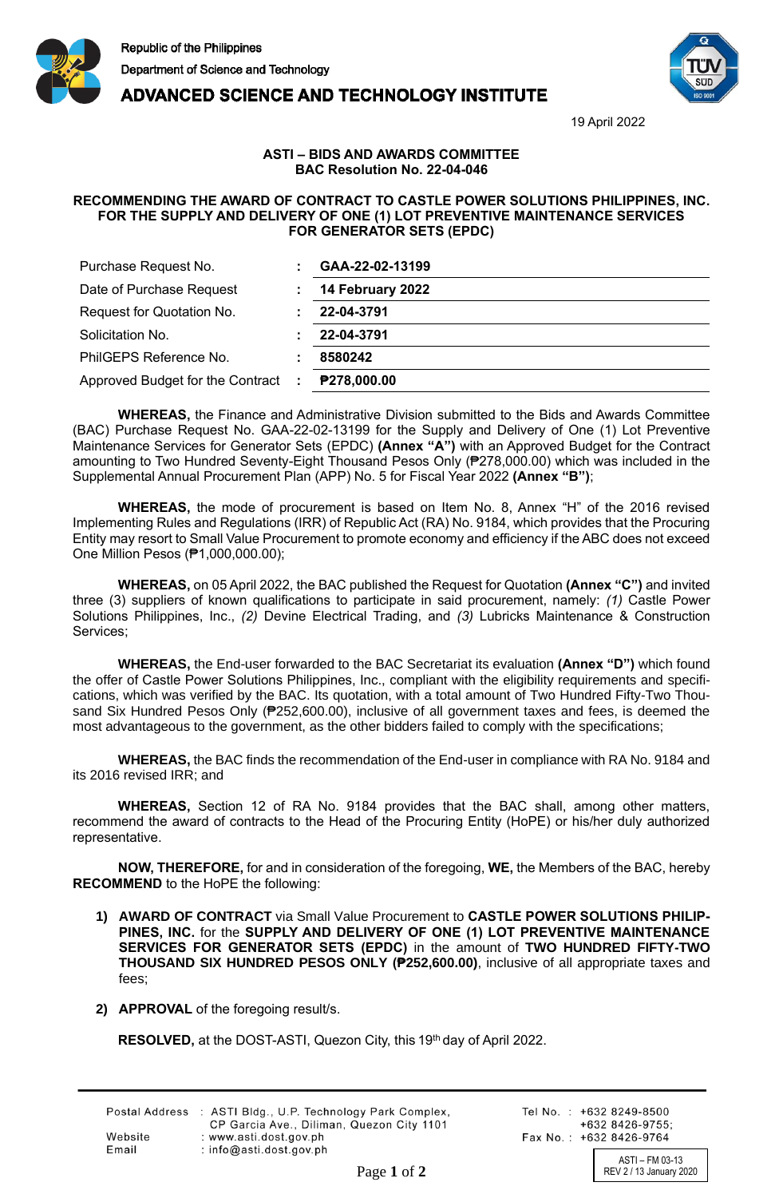Republic of the Philippines
Department of Science and Technology
**ADVANCED SCIENCE AND TECHNOLOGY INSTITUTE**

19 April 2022

**ASTI – BIDS AND AWARDS COMMITTEE**
**BAC Resolution No. 22-04-046**

**RECOMMENDING THE AWARD OF CONTRACT TO CASTLE POWER SOLUTIONS PHILIPPINES, INC. FOR THE SUPPLY AND DELIVERY OF ONE (1) LOT PREVENTIVE MAINTENANCE SERVICES FOR GENERATOR SETS (EPDC)**

| | | |
|---|---|---|
| Purchase Request No. | : | **GAA-22-02-13199** |
| Date of Purchase Request | : | **14 February 2022** |
| Request for Quotation No. | : | **22-04-3791** |
| Solicitation No. | : | **22-04-3791** |
| PhilGEPS Reference No. | : | **8580242** |
| Approved Budget for the Contract | : | **₱278,000.00** |

**WHEREAS,** the Finance and Administrative Division submitted to the Bids and Awards Committee (BAC) Purchase Request No. GAA-22-02-13199 for the Supply and Delivery of One (1) Lot Preventive Maintenance Services for Generator Sets (EPDC) **(Annex "A")** with an Approved Budget for the Contract amounting to Two Hundred Seventy-Eight Thousand Pesos Only (₱278,000.00) which was included in the Supplemental Annual Procurement Plan (APP) No. 5 for Fiscal Year 2022 **(Annex "B")**;

**WHEREAS,** the mode of procurement is based on Item No. 8, Annex "H" of the 2016 revised Implementing Rules and Regulations (IRR) of Republic Act (RA) No. 9184, which provides that the Procuring Entity may resort to Small Value Procurement to promote economy and efficiency if the ABC does not exceed One Million Pesos (₱1,000,000.00);

**WHEREAS,** on 05 April 2022, the BAC published the Request for Quotation **(Annex "C")** and invited three (3) suppliers of known qualifications to participate in said procurement, namely: *(1)* Castle Power Solutions Philippines, Inc., *(2)* Devine Electrical Trading, and *(3)* Lubricks Maintenance & Construction Services;

**WHEREAS,** the End-user forwarded to the BAC Secretariat its evaluation **(Annex "D")** which found the offer of Castle Power Solutions Philippines, Inc., compliant with the eligibility requirements and specifications, which was verified by the BAC. Its quotation, with a total amount of Two Hundred Fifty-Two Thousand Six Hundred Pesos Only (₱252,600.00), inclusive of all government taxes and fees, is deemed the most advantageous to the government, as the other bidders failed to comply with the specifications;

**WHEREAS,** the BAC finds the recommendation of the End-user in compliance with RA No. 9184 and its 2016 revised IRR; and

**WHEREAS,** Section 12 of RA No. 9184 provides that the BAC shall, among other matters, recommend the award of contracts to the Head of the Procuring Entity (HoPE) or his/her duly authorized representative.

**NOW, THEREFORE,** for and in consideration of the foregoing, **WE,** the Members of the BAC, hereby **RECOMMEND** to the HoPE the following:

1) **AWARD OF CONTRACT** via Small Value Procurement to **CASTLE POWER SOLUTIONS PHILIPPINES, INC.** for the **SUPPLY AND DELIVERY OF ONE (1) LOT PREVENTIVE MAINTENANCE SERVICES FOR GENERATOR SETS (EPDC)** in the amount of **TWO HUNDRED FIFTY-TWO THOUSAND SIX HUNDRED PESOS ONLY (₱252,600.00)**, inclusive of all appropriate taxes and fees;

2) **APPROVAL** of the foregoing result/s.

**RESOLVED,** at the DOST-ASTI, Quezon City, this 19th day of April 2022.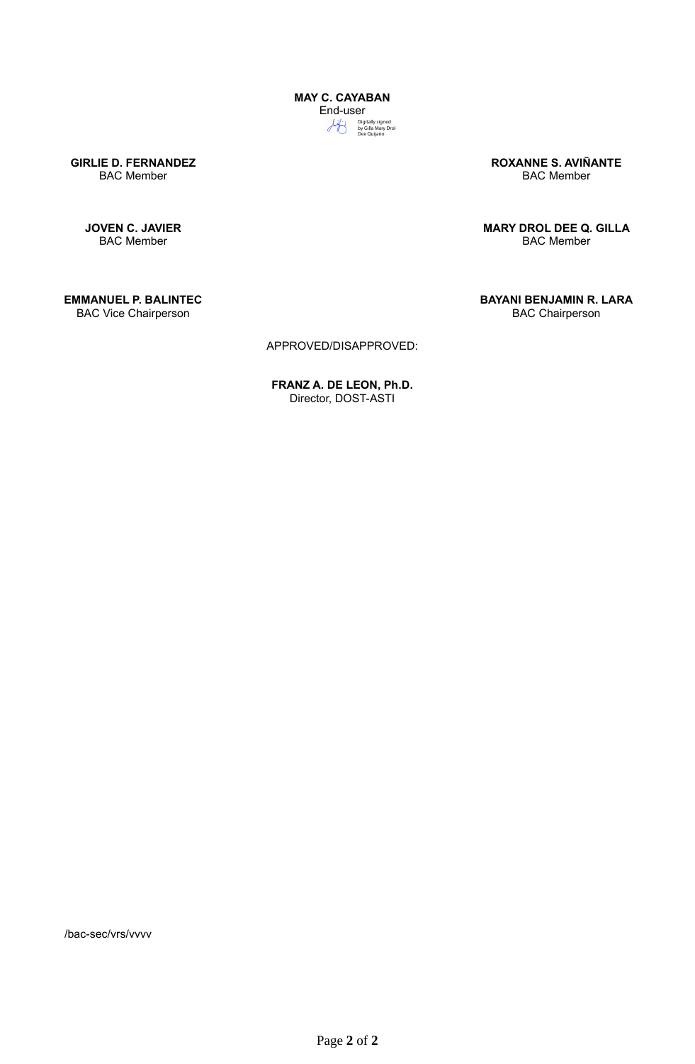**MAY C. CAYABAN**
End-user

Digitally signed by Gilla Mary Drol Dee Quijano

**GIRLIE D. FERNANDEZ**
BAC Member

**ROXANNE S. AVIÑANTE**
BAC Member

**JOVEN C. JAVIER**
BAC Member

**MARY DROL DEE Q. GILLA**
BAC Member

**EMMANUEL P. BALINTEC**
BAC Vice Chairperson

**BAYANI BENJAMIN R. LARA**
BAC Chairperson

APPROVED/DISAPPROVED:

**FRANZ A. DE LEON, Ph.D.**
Director, DOST-ASTI

/bac-sec/vrs/vvvv